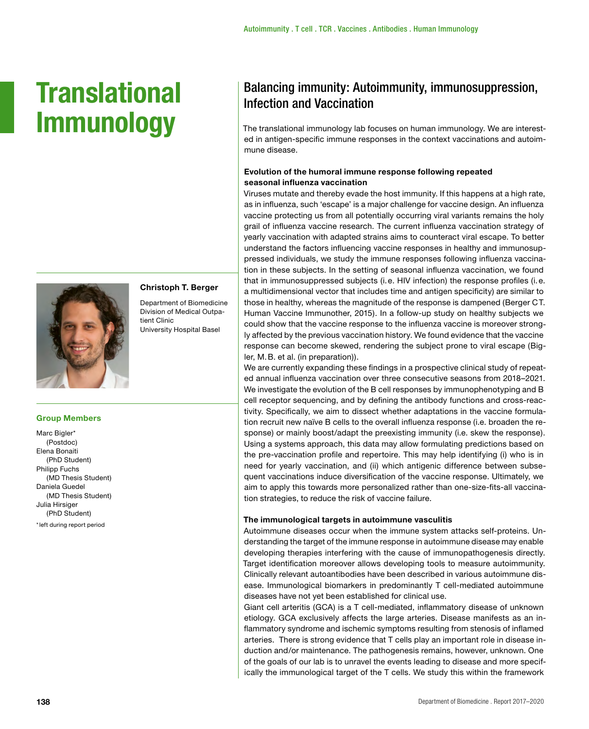Autoimmunity . T cell . TCR . Vaccines . Antibodies . Human Immunology

# Translational Immunology

**Christoph T. Berger**

Department of Biomedicine
Division of Medical Outpatient Clinic
University Hospital Basel

### Group Members

Marc Bigler*
(Postdoc)
Elena Bonaiti
(PhD Student)
Philipp Fuchs
(MD Thesis Student)
Daniela Guedel
(MD Thesis Student)
Julia Hirsiger
(PhD Student)

*left during report period

## Balancing immunity: Autoimmunity, immunosuppression, Infection and Vaccination

The translational immunology lab focuses on human immunology. We are interested in antigen-specific immune responses in the context vaccinations and autoimmune disease.

**Evolution of the humoral immune response following repeated seasonal influenza vaccination**

Viruses mutate and thereby evade the host immunity. If this happens at a high rate, as in influenza, such 'escape' is a major challenge for vaccine design. An influenza vaccine protecting us from all potentially occurring viral variants remains the holy grail of influenza vaccine research. The current influenza vaccination strategy of yearly vaccination with adapted strains aims to counteract viral escape. To better understand the factors influencing vaccine responses in healthy and immunosuppressed individuals, we study the immune responses following influenza vaccination in these subjects. In the setting of seasonal influenza vaccination, we found that in immunosuppressed subjects (i.e. HIV infection) the response profiles (i.e. a multidimensional vector that includes time and antigen specificity) are similar to those in healthy, whereas the magnitude of the response is dampened (Berger CT. Human Vaccine Immunother, 2015). In a follow-up study on healthy subjects we could show that the vaccine response to the influenza vaccine is moreover strongly affected by the previous vaccination history. We found evidence that the vaccine response can become skewed, rendering the subject prone to viral escape (Bigler, M.B. et al. (in preparation)).

We are currently expanding these findings in a prospective clinical study of repeated annual influenza vaccination over three consecutive seasons from 2018–2021. We investigate the evolution of the B cell responses by immunophenotyping and B cell receptor sequencing, and by defining the antibody functions and cross-reactivity. Specifically, we aim to dissect whether adaptations in the vaccine formulation recruit new naïve B cells to the overall influenza response (i.e. broaden the response) or mainly boost/adapt the preexisting immunity (i.e. skew the response). Using a systems approach, this data may allow formulating predictions based on the pre-vaccination profile and repertoire. This may help identifying (i) who is in need for yearly vaccination, and (ii) which antigenic difference between subsequent vaccinations induce diversification of the vaccine response. Ultimately, we aim to apply this towards more personalized rather than one-size-fits-all vaccination strategies, to reduce the risk of vaccine failure.

**The immunological targets in autoimmune vasculitis**

Autoimmune diseases occur when the immune system attacks self-proteins. Understanding the target of the immune response in autoimmune disease may enable developing therapies interfering with the cause of immunopathogenesis directly. Target identification moreover allows developing tools to measure autoimmunity. Clinically relevant autoantibodies have been described in various autoimmune disease. Immunological biomarkers in predominantly T cell-mediated autoimmune diseases have not yet been established for clinical use.

Giant cell arteritis (GCA) is a T cell-mediated, inflammatory disease of unknown etiology. GCA exclusively affects the large arteries. Disease manifests as an inflammatory syndrome and ischemic symptoms resulting from stenosis of inflamed arteries. There is strong evidence that T cells play an important role in disease induction and/or maintenance. The pathogenesis remains, however, unknown. One of the goals of our lab is to unravel the events leading to disease and more specifically the immunological target of the T cells. We study this within the framework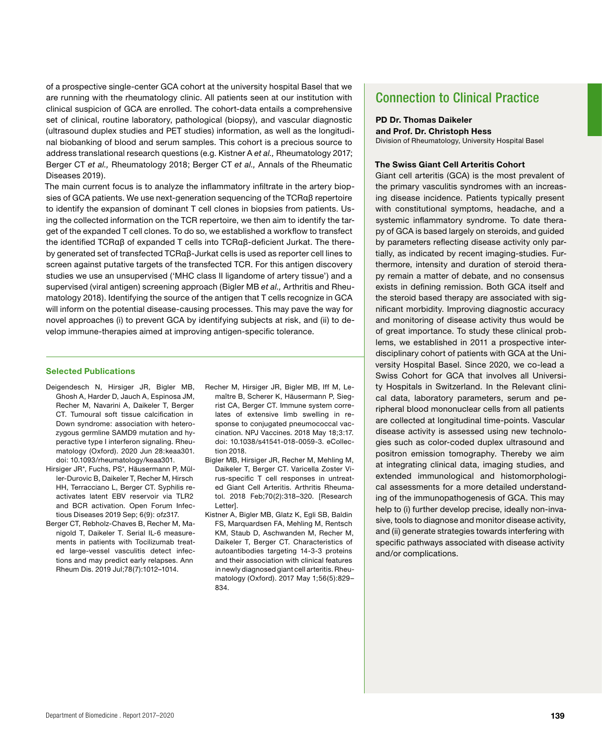of a prospective single-center GCA cohort at the university hospital Basel that we are running with the rheumatology clinic. All patients seen at our institution with clinical suspicion of GCA are enrolled. The cohort-data entails a comprehensive set of clinical, routine laboratory, pathological (biopsy), and vascular diagnostic (ultrasound duplex studies and PET studies) information, as well as the longitudinal biobanking of blood and serum samples. This cohort is a precious source to address translational research questions (e.g. Kistner A *et al.,* Rheumatology 2017; Berger CT *et al.,* Rheumatology 2018; Berger CT *et al.,* Annals of the Rheumatic Diseases 2019).

The main current focus is to analyze the inflammatory infiltrate in the artery biopsies of GCA patients. We use next-generation sequencing of the TCRαβ repertoire to identify the expansion of dominant T cell clones in biopsies from patients. Using the collected information on the TCR repertoire, we then aim to identify the target of the expanded T cell clones. To do so, we established a workflow to transfect the identified TCRαβ of expanded T cells into TCRαβ-deficient Jurkat. The thereby generated set of transfected TCRαβ-Jurkat cells is used as reporter cell lines to screen against putative targets of the transfected TCR. For this antigen discovery studies we use an unsupervised ('MHC class II ligandome of artery tissue') and a supervised (viral antigen) screening approach (Bigler MB *et al.,* Arthritis and Rheumatology 2018). Identifying the source of the antigen that T cells recognize in GCA will inform on the potential disease-causing processes. This may pave the way for novel approaches (i) to prevent GCA by identifying subjects at risk, and (ii) to develop immune-therapies aimed at improving antigen-specific tolerance.

### Selected Publications

- Deigendesch N, Hirsiger JR, Bigler MB, Ghosh A, Harder D, Jauch A, Espinosa JM, Recher M, Navarini A, Daikeler T, Berger CT. Tumoural soft tissue calcification in Down syndrome: association with heterozygous germline SAMD9 mutation and hyperactive type I interferon signaling. Rheumatology (Oxford). 2020 Jun 28:keaa301. doi: 10.1093/rheumatology/keaa301.
- Hirsiger JR*, Fuchs, PS*, Häusermann P, Müller-Durovic B, Daikeler T, Recher M, Hirsch HH, Terracciano L, Berger CT. Syphilis reactivates latent EBV reservoir via TLR2 and BCR activation. Open Forum Infectious Diseases 2019 Sep; 6(9): ofz317.
- Berger CT, Rebholz-Chaves B, Recher M, Manigold T, Daikeler T. Serial IL-6 measurements in patients with Tocilizumab treated large-vessel vasculitis detect infections and may predict early relapses. Ann Rheum Dis. 2019 Jul;78(7):1012–1014.
- Recher M, Hirsiger JR, Bigler MB, Iff M, Lemaître B, Scherer K, Häusermann P, Siegrist CA, Berger CT. Immune system correlates of extensive limb swelling in response to conjugated pneumococcal vaccination. NPJ Vaccines. 2018 May 18;3:17. doi: 10.1038/s41541-018-0059-3. eCollection 2018.
- Bigler MB, Hirsiger JR, Recher M, Mehling M, Daikeler T, Berger CT. Varicella Zoster Virus-specific T cell responses in untreated Giant Cell Arteritis. Arthritis Rheumatol. 2018 Feb;70(2):318–320. [Research Letter].
- Kistner A, Bigler MB, Glatz K, Egli SB, Baldin FS, Marquardsen FA, Mehling M, Rentsch KM, Staub D, Aschwanden M, Recher M, Daikeler T, Berger CT. Characteristics of autoantibodies targeting 14-3-3 proteins and their association with clinical features in newly diagnosed giant cell arteritis. Rheumatology (Oxford). 2017 May 1;56(5):829–834.

## Connection to Clinical Practice

**PD Dr. Thomas Daikeler**
**and Prof. Dr. Christoph Hess**
Division of Rheumatology, University Hospital Basel

**The Swiss Giant Cell Arteritis Cohort**

Giant cell arteritis (GCA) is the most prevalent of the primary vasculitis syndromes with an increasing disease incidence. Patients typically present with constitutional symptoms, headache, and a systemic inflammatory syndrome. To date therapy of GCA is based largely on steroids, and guided by parameters reflecting disease activity only partially, as indicated by recent imaging-studies. Furthermore, intensity and duration of steroid therapy remain a matter of debate, and no consensus exists in defining remission. Both GCA itself and the steroid based therapy are associated with significant morbidity. Improving diagnostic accuracy and monitoring of disease activity thus would be of great importance. To study these clinical problems, we established in 2011 a prospective interdisciplinary cohort of patients with GCA at the University Hospital Basel. Since 2020, we co-lead a Swiss Cohort for GCA that involves all University Hospitals in Switzerland. In the Relevant clinical data, laboratory parameters, serum and peripheral blood mononuclear cells from all patients are collected at longitudinal time-points. Vascular disease activity is assessed using new technologies such as color-coded duplex ultrasound and positron emission tomography. Thereby we aim at integrating clinical data, imaging studies, and extended immunological and histomorphological assessments for a more detailed understanding of the immunopathogenesis of GCA. This may help to (i) further develop precise, ideally non-invasive, tools to diagnose and monitor disease activity, and (ii) generate strategies towards interfering with specific pathways associated with disease activity and/or complications.